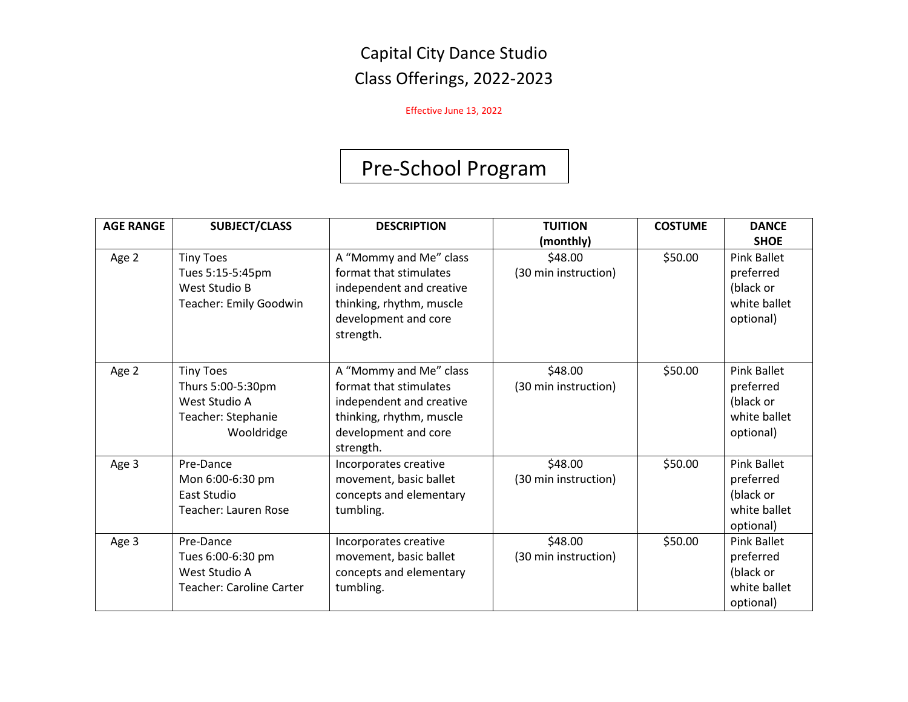# Capital City Dance Studio
## Class Offerings, 2022-2023

Effective June 13, 2022

## Pre-School Program

| AGE RANGE | SUBJECT/CLASS | DESCRIPTION | TUITION (monthly) | COSTUME | DANCE SHOE |
|---|---|---|---|---|---|
| Age 2 | Tiny Toes<br>Tues 5:15-5:45pm<br>West Studio B<br>Teacher: Emily Goodwin | A "Mommy and Me" class format that stimulates independent and creative thinking, rhythm, muscle development and core strength. | $48.00<br>(30 min instruction) | $50.00 | Pink Ballet preferred (black or white ballet optional) |
| Age 2 | Tiny Toes<br>Thurs 5:00-5:30pm<br>West Studio A<br>Teacher: Stephanie Wooldridge | A "Mommy and Me" class format that stimulates independent and creative thinking, rhythm, muscle development and core strength. | $48.00<br>(30 min instruction) | $50.00 | Pink Ballet preferred (black or white ballet optional) |
| Age 3 | Pre-Dance<br>Mon 6:00-6:30 pm<br>East Studio<br>Teacher: Lauren Rose | Incorporates creative movement, basic ballet concepts and elementary tumbling. | $48.00<br>(30 min instruction) | $50.00 | Pink Ballet preferred (black or white ballet optional) |
| Age 3 | Pre-Dance<br>Tues 6:00-6:30 pm<br>West Studio A<br>Teacher: Caroline Carter | Incorporates creative movement, basic ballet concepts and elementary tumbling. | $48.00<br>(30 min instruction) | $50.00 | Pink Ballet preferred (black or white ballet optional) |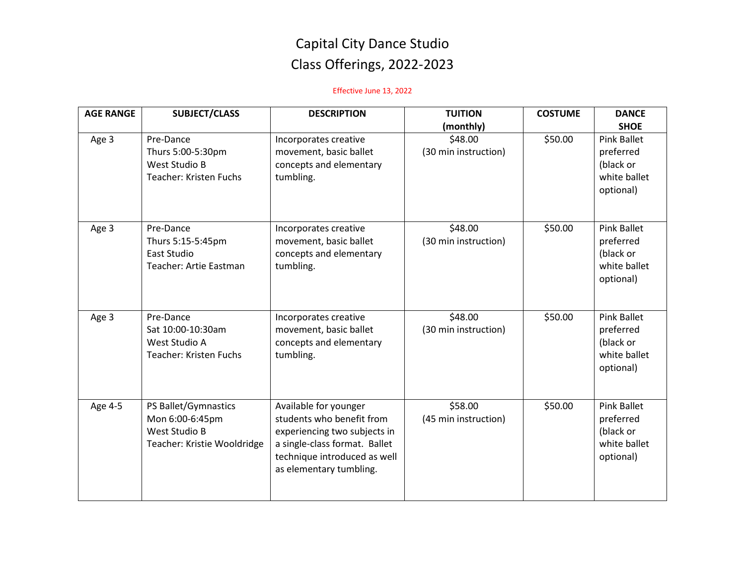# Capital City Dance Studio
## Class Offerings, 2022-2023

Effective June 13, 2022

| AGE RANGE | SUBJECT/CLASS | DESCRIPTION | TUITION (monthly) | COSTUME | DANCE SHOE |
|---|---|---|---|---|---|
| Age 3 | Pre-Dance<br>Thurs 5:00-5:30pm<br>West Studio B<br>Teacher: Kristen Fuchs | Incorporates creative movement, basic ballet concepts and elementary tumbling. | $48.00<br>(30 min instruction) | $50.00 | Pink Ballet preferred (black or white ballet optional) |
| Age 3 | Pre-Dance<br>Thurs 5:15-5:45pm<br>East Studio<br>Teacher: Artie Eastman | Incorporates creative movement, basic ballet concepts and elementary tumbling. | $48.00<br>(30 min instruction) | $50.00 | Pink Ballet preferred (black or white ballet optional) |
| Age 3 | Pre-Dance<br>Sat 10:00-10:30am<br>West Studio A<br>Teacher: Kristen Fuchs | Incorporates creative movement, basic ballet concepts and elementary tumbling. | $48.00<br>(30 min instruction) | $50.00 | Pink Ballet preferred (black or white ballet optional) |
| Age 4-5 | PS Ballet/Gymnastics<br>Mon 6:00-6:45pm<br>West Studio B<br>Teacher: Kristie Wooldridge | Available for younger students who benefit from experiencing two subjects in a single-class format. Ballet technique introduced as well as elementary tumbling. | $58.00<br>(45 min instruction) | $50.00 | Pink Ballet preferred (black or white ballet optional) |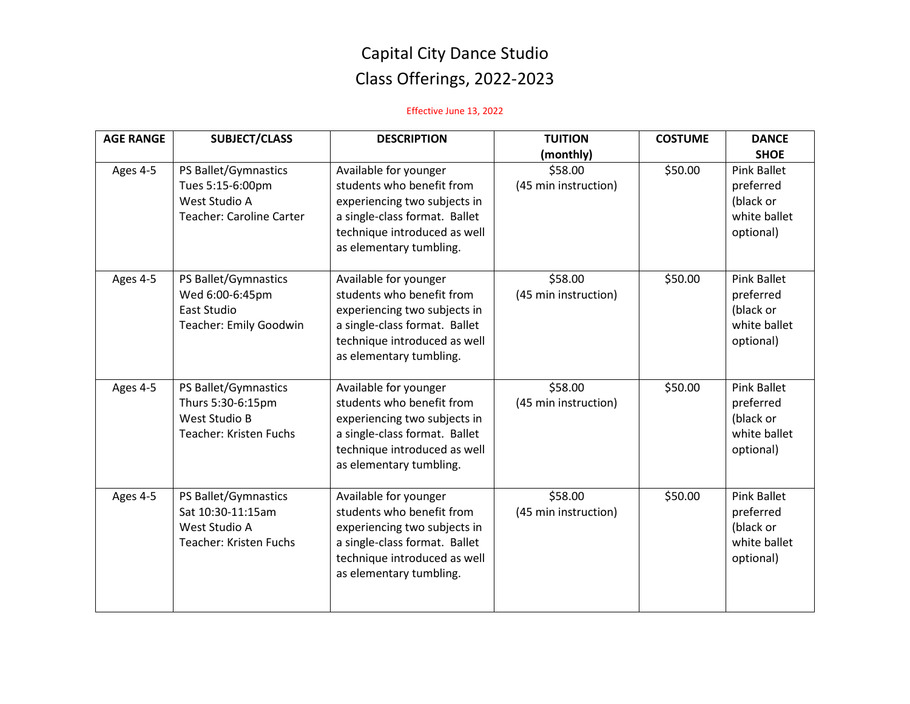# Capital City Dance Studio
# Class Offerings, 2022-2023

Effective June 13, 2022

| AGE RANGE | SUBJECT/CLASS | DESCRIPTION | TUITION (monthly) | COSTUME | DANCE SHOE |
|---|---|---|---|---|---|
| Ages 4-5 | PS Ballet/Gymnastics<br>Tues 5:15-6:00pm<br>West Studio A<br>Teacher: Caroline Carter | Available for younger students who benefit from experiencing two subjects in a single-class format. Ballet technique introduced as well as elementary tumbling. | $58.00<br>(45 min instruction) | $50.00 | Pink Ballet preferred (black or white ballet optional) |
| Ages 4-5 | PS Ballet/Gymnastics<br>Wed 6:00-6:45pm<br>East Studio<br>Teacher: Emily Goodwin | Available for younger students who benefit from experiencing two subjects in a single-class format. Ballet technique introduced as well as elementary tumbling. | $58.00<br>(45 min instruction) | $50.00 | Pink Ballet preferred (black or white ballet optional) |
| Ages 4-5 | PS Ballet/Gymnastics<br>Thurs 5:30-6:15pm<br>West Studio B<br>Teacher: Kristen Fuchs | Available for younger students who benefit from experiencing two subjects in a single-class format. Ballet technique introduced as well as elementary tumbling. | $58.00<br>(45 min instruction) | $50.00 | Pink Ballet preferred (black or white ballet optional) |
| Ages 4-5 | PS Ballet/Gymnastics<br>Sat 10:30-11:15am<br>West Studio A<br>Teacher: Kristen Fuchs | Available for younger students who benefit from experiencing two subjects in a single-class format. Ballet technique introduced as well as elementary tumbling. | $58.00<br>(45 min instruction) | $50.00 | Pink Ballet preferred (black or white ballet optional) |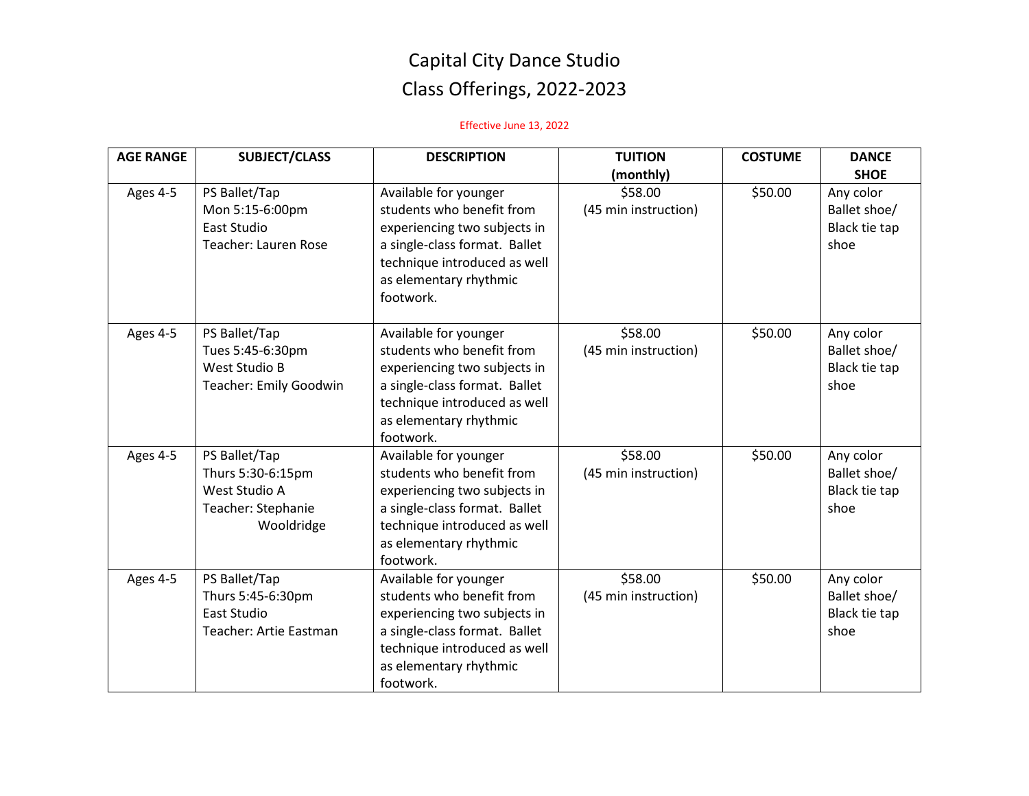# Capital City Dance Studio
# Class Offerings, 2022-2023

Effective June 13, 2022

| AGE RANGE | SUBJECT/CLASS | DESCRIPTION | TUITION (monthly) | COSTUME | DANCE SHOE |
|---|---|---|---|---|---|
| Ages 4-5 | PS Ballet/Tap<br>Mon 5:15-6:00pm<br>East Studio<br>Teacher: Lauren Rose | Available for younger students who benefit from experiencing two subjects in a single-class format. Ballet technique introduced as well as elementary rhythmic footwork. | $58.00<br>(45 min instruction) | $50.00 | Any color Ballet shoe/ Black tie tap shoe |
| Ages 4-5 | PS Ballet/Tap<br>Tues 5:45-6:30pm<br>West Studio B<br>Teacher: Emily Goodwin | Available for younger students who benefit from experiencing two subjects in a single-class format. Ballet technique introduced as well as elementary rhythmic footwork. | $58.00<br>(45 min instruction) | $50.00 | Any color Ballet shoe/ Black tie tap shoe |
| Ages 4-5 | PS Ballet/Tap<br>Thurs 5:30-6:15pm<br>West Studio A<br>Teacher: Stephanie Wooldridge | Available for younger students who benefit from experiencing two subjects in a single-class format. Ballet technique introduced as well as elementary rhythmic footwork. | $58.00<br>(45 min instruction) | $50.00 | Any color Ballet shoe/ Black tie tap shoe |
| Ages 4-5 | PS Ballet/Tap<br>Thurs 5:45-6:30pm<br>East Studio<br>Teacher: Artie Eastman | Available for younger students who benefit from experiencing two subjects in a single-class format. Ballet technique introduced as well as elementary rhythmic footwork. | $58.00<br>(45 min instruction) | $50.00 | Any color Ballet shoe/ Black tie tap shoe |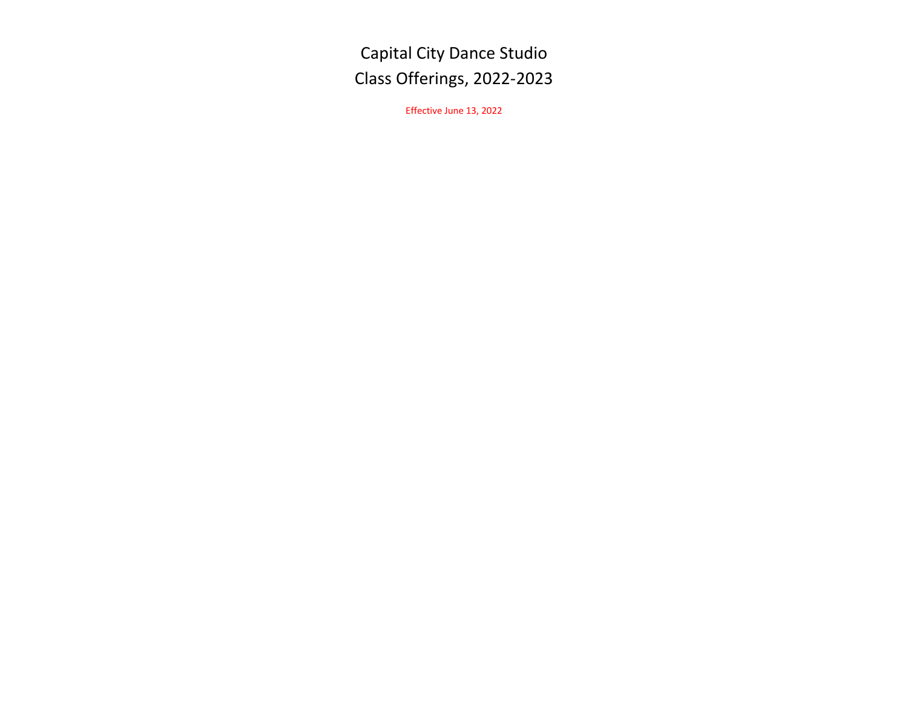# Capital City Dance Studio
# Class Offerings, 2022-2023

Effective June 13, 2022